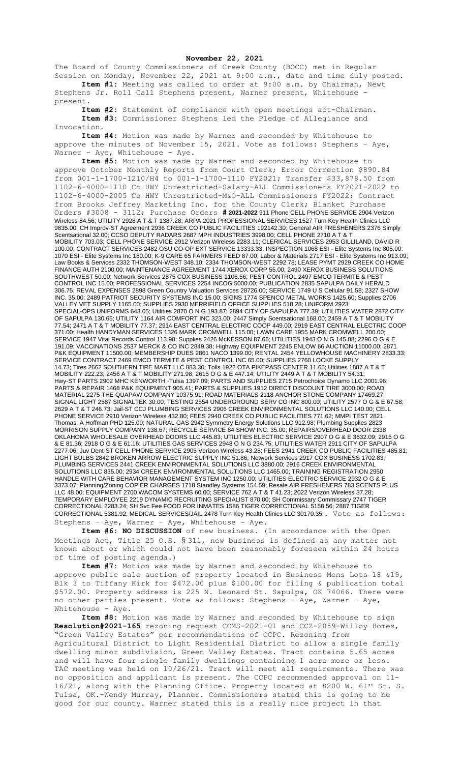**November 22, 2021**

The Board of County Commissioners of Creek County (BOCC) met in Regular Session on Monday, November 22, 2021 at 9:00 a.m., date and time duly posted.

**Item #1:** Meeting was called to order at 9:00 a.m. by Chairman, Newt Stephens Jr. Roll Call Stephens present, Warner present, Whitehouse - present.

**Item #2:** Statement of compliance with open meetings act-Chairman.

**Item #3:** Commissioner Stephens led the Pledge of Allegiance and Invocation.

**Item #4:** Motion was made by Warner and seconded by Whitehouse to approve the minutes of November 15, 2021. Vote as follows: Stephens – Aye, Warner – Aye, Whitehouse - Aye.

**Item #5:** Motion was made by Warner and seconded by Whitehouse to approve October Monthly Reports from Court Clerk; Error Correction $890.84 from 001-1-1700-1210/H4 to 001-1-1700-1110 FY2021; Transfer $33,878.50 from 1102-6-4000-1110 Co HWY Unrestricted-Salary-ALL Commissioners FY2021-2022 to 1102-6-4000-2005 Co HWY Unrestricted-M&O-ALL Commissioners FY2022; Contract from Brooks Jeffrey Marketing Inc. for the County Clerk; Blanket Purchase Orders #3008 - 3112; Purchase Orders **# 2021-2022** 911 Phone CELL PHONE SERVICE 2904 Verizon Wireless 84.56; UTILITY 2928 A T & T 1387.28; ARPA 2021 PROFESSIONAL SERVICES 1527 Turn Key Health Clinics LLC 9835.00; CH Improv-ST Agreement 2936 CREEK CO PUBLIC FACILITIES 192142.30; General AIR FRESHENERS 2376 Simply Scentsational 32.00; CCSO DEPUTY RADARS 2687 MPH INDUSTRIES 3998.00; CELL PHONE 2710 A T & T MOBILITY 703.03; CELL PHONE SERVICE 2912 Verizon Wireless 2283.11; CLERICAL SERVICES 2953 GILLILAND, DAVID R 100.00; CONTRACT SERVICES 2482 OSU CO-OP EXT SERVICE 13333.33; INSPECTION 1068 ESI - Elite Systems Inc 805.00; 1070 ESI - Elite Systems Inc 180.00; K-9 CARE 65 FARMERS FEED 87.00; Labor & Materials 2717 ESI - Elite Systems Inc 913.09; Law Books & Services 2332 THOMSON-WEST 348.10; 2334 THOMSON-WEST 2292.78; LEASE PYMT 2929 CREEK CO HOME FINANCE AUTH 2100.00; MAINTENANCE AGREEMENT 1744 XEROX CORP 55.00; 2490 XEROX BUSINESS SOLUTIONS SOUTHWEST 50.00; Network Services 2875 COX BUSINESS 1106.56; PEST CONTROL 2497 EMCO TERMITE & PEST CONTROL INC 15.00; PROFESSIONAL SERVICES 2254 INCOG 5000.00; PUBLICATION 2835 SAPULPA DAILY HERALD 306.75; REVAL EXPENSES 2898 Green Country Valuation Services 28726.00; SERVICE 1749 U S Cellular 91.58; 2327 SHOW INC. 35.00; 2489 PATRIOT SECURITY SYSTEMS INC 15.00; SIGNS 1774 SPENCO METAL WORKS 1425.60; Supplies 2706 VALLEY VET SUPPLY 1165.00; SUPPLIES 2930 MERRIFIELD OFFICE SUPPLIES 518.28; UNIFORM 2923 SPECIAL-OPS UNIFORMS 643.05; Utilities 2870 O N G 193.87; 2894 CITY OF SAPULPA 777.39; UTILITIES WATER 2872 CITY OF SAPULPA 130.65; UTILITY 1164 AIR COMFORT INC 323.00; 2447 Simply Scentsational 168.00; 2459 A T & T MOBILITY 77.54; 2471 A T & T MOBILITY 77.37; 2914 EAST CENTRAL ELECTRIC COOP 449.00; 2919 EAST CENTRAL ELECTRIC COOP 371.00; Health HANDYMAN SERVICES 1326 MARK CROMWELL 115.00; LAWN CARE 1955 MARK CROMWELL 200.00; SERVICE 1947 Vital Records Control 113.98; Supplies 2426 McKESSON 87.66; UTILITIES 1943 O N G 145.88; 2296 O G & E 191.09; VACCINATIONS 2537 MERCK & CO INC 2849.38; Highway EQUIPMENT 2245 ENLOW 66 AUCTION 11000.00; 2871 P&K EQUIPMENT 11500.00; MEMBERSHIP DUES 2861 NACO 1399.00; RENTAL 2454 YELLOWHOUSE MACHINERY 2833.33; SERVICE CONTRACT 2469 EMCO TERMITE & PEST CONTROL INC 65.00; SUPPLIES 2760 LOCKE SUPPLY 14.73; Tires 2662 SOUTHERN TIRE MART LLC 883.30; Tolls 1922 OTA PIKEPASS CENTER 11.65; Utilities 1887 A T & T MOBILITY 222.23; 2456 A T & T MOBILITY 271.98; 2615 O G & E 447.14; UTILITY 2449 A T & T MOBILITY 54.31; Hwy-ST PARTS 2902 MHC KENWORTH -Tulsa 1397.09; PARTS AND SUPPLIES 2715 Petrochoice Dynamo LLC 2001.96; PARTS & REPAIR 1468 P&K EQUIPMENT 905.41; PARTS & SUPPLIES 1912 DIRECT DISCOUNT TIRE 3000.00; ROAD MATERIAL 2275 THE QUAPAW COMPANY 10375.91; ROAD MATERIALS 2118 ANCHOR STONE COMPANY 17469.27; SIGNAL LIGHT 2587 SIGNALTEK 30.00; TESTING 2554 UNDERGROUND SERV CO INC 800.00; UTILITY 2577 O G & E 67.58; 2629 A T & T 246.73; Jail-ST CCJ PLUMBING SERVICES 2906 CREEK ENVIRONMENTAL SOLUTIONS LLC 140.00; CELL PHONE SERVICE 2910 Verizon Wireless 432.80; FEES 2940 CREEK CO PUBLIC FACILITIES 771.62; MMPI TEST 2821 Thomas, A Hoffman PHD 125.00; NATURAL GAS 2942 Symmetry Energy Solutions LLC 912.98; Plumbing Supplies 2823 MORRISON SUPPLY COMPANY 138.67; RECYCLE SERVICE 84 SHOW INC. 35.00; REPAIRS/OVERHEAD DOOR 2338 OKLAHOMA WHOLESALE OVERHEAD DOORS LLC 445.83; UTILITIES ELECTRIC SERVICE 2907 O G & E 3632.09; 2915 O G & E 81.36; 2918 O G & E 61.16; UTILITIES GAS SERVICES 2948 O N G 234.75; UTILITIES WATER 2911 CITY OF SAPULPA 2277.06; Juv Dent-ST CELL PHONE SERVICE 2905 Verizon Wireless 43.28; FEES 2941 CREEK CO PUBLIC FACILITIES 485.81; LIGHT BULBS 2842 BROKEN ARROW ELECTRIC SUPPLY INC 51.86; Network Services 2917 COX BUSINESS 1702.83; PLUMBING SERVICES 2441 CREEK ENVIRONMENTAL SOLUTIONS LLC 3880.00; 2916 CREEK ENVIRONMENTAL SOLUTIONS LLC 835.00; 2934 CREEK ENVIRONMENTAL SOLUTIONS LLC 1465.00; TRAINING REGISTRATION 2950 HANDLE WITH CARE BEHAVIOR MANAGEMENT SYSTEM INC 1250.00; UTILITIES ELECTRIC SERVICE 2932 O G & E 3373.07; Planning/Zoning COPIER CHARGES 1718 Standley Systems 154.59; Resale AIR FRESHENERS 783 SCENTS PLUS LLC 48.00; EQUIPMENT 2700 WACOM SYSTEMS 60.00; SERVICE 762 A T & T 41.23; 2022 Verizon Wireless 37.28; TEMPORARY EMPLOYEE 2219 DYNAMIC RECRUITING SPECIALIST 870.00; SH Commissary Commissary 2747 TIGER CORRECTIONAL 2283.24; SH Svc Fee FOOD FOR INMATES 1586 TIGER CORRECTIONAL 5158.56; 2887 TIGER CORRECTIONAL 5381.92; MEDICAL SERVICES/JAIL 2478 Turn Key Health Clinics LLC 30170.35;. Vote as follows: Stephens – Aye, Warner – Aye, Whitehouse - Aye.

**Item #6: NO DISCUSSION** of new business. (In accordance with the Open Meetings Act, Title 25 O.S. § 311, new business is defined as any matter not known about or which could not have been reasonably foreseen within 24 hours of time of posting agenda.)

**Item #7:** Motion was made by Warner and seconded by Whitehouse to approve public sale auction of property located in Business Mens Lots 18 &19, Blk 3 to Tiffany Kirk for $472.00 plus $100.00 for filing & publication total $572.00. Property address is 225 N. Leonard St. Sapulpa, OK 74066. There were no other parties present. Vote as follows: Stephens – Aye, Warner – Aye, Whitehouse - Aye.

**Item #8:** Motion was made by Warner and seconded by Whitehouse to sign **Resolution#2021-165** rezoning request CCMS-2021-01 and CCZ-2059-Willoy Homes, "Green Valley Estates" per recommendations of CCPC. Rezoning from Agricultural District to Light Residential District to allow a single family dwelling minor subdivision, Green Valley Estates. Tract contains 5.65 acres and will have four single family dwellings containing 1 acre more or less. TAC meeting was held on 10/26/21. Tract will meet all requirements. There was no opposition and applicant is present. The CCPC recommended approval on 11-16/21, along with the Planning Office. Property located at 8200 W. 61st St. S. Tulsa, OK.-Wendy Murray, Planner. Commissioners stated this is going to be good for our county. Warner stated this is a really nice project in that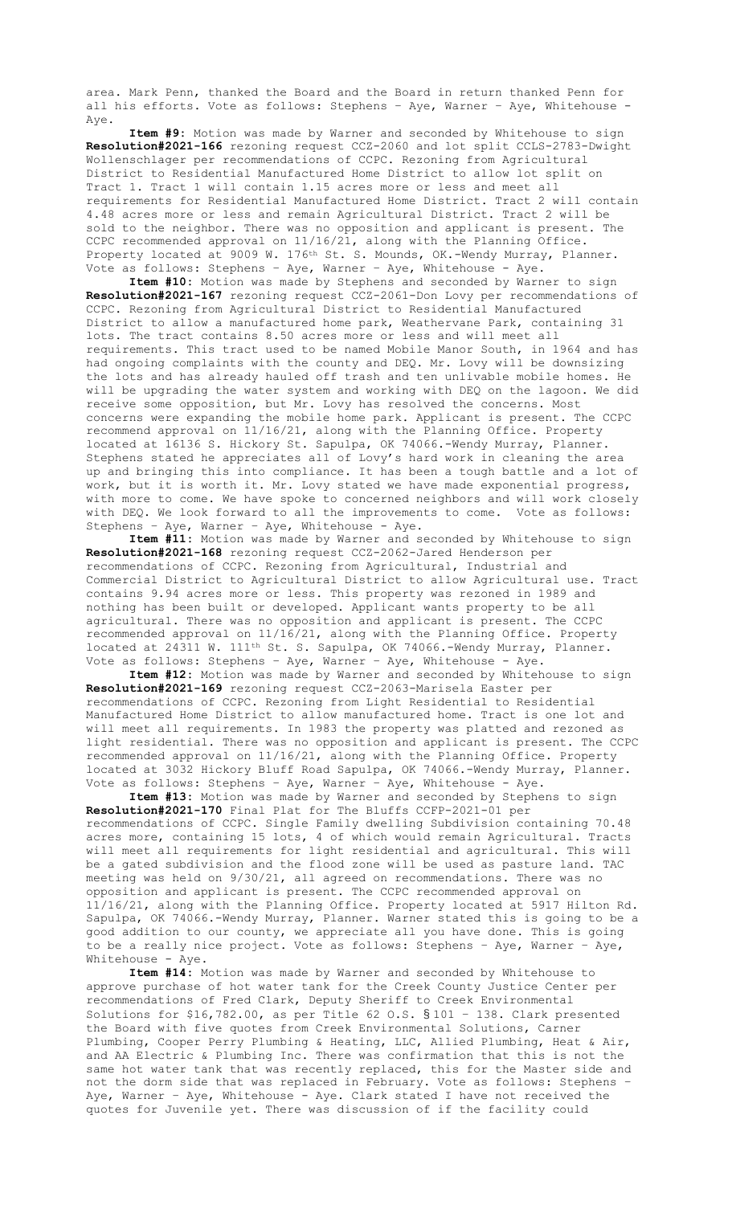area. Mark Penn, thanked the Board and the Board in return thanked Penn for all his efforts. Vote as follows: Stephens – Aye, Warner – Aye, Whitehouse - Aye.

**Item #9:** Motion was made by Warner and seconded by Whitehouse to sign **Resolution#2021-166** rezoning request CCZ-2060 and lot split CCLS-2783-Dwight Wollenschlager per recommendations of CCPC. Rezoning from Agricultural District to Residential Manufactured Home District to allow lot split on Tract 1. Tract 1 will contain 1.15 acres more or less and meet all requirements for Residential Manufactured Home District. Tract 2 will contain 4.48 acres more or less and remain Agricultural District. Tract 2 will be sold to the neighbor. There was no opposition and applicant is present. The CCPC recommended approval on 11/16/21, along with the Planning Office. Property located at 9009 W. 176th St. S. Mounds, OK.-Wendy Murray, Planner. Vote as follows: Stephens – Aye, Warner – Aye, Whitehouse - Aye.

**Item #10:** Motion was made by Stephens and seconded by Warner to sign **Resolution#2021-167** rezoning request CCZ-2061-Don Lovy per recommendations of CCPC. Rezoning from Agricultural District to Residential Manufactured District to allow a manufactured home park, Weathervane Park, containing 31 lots. The tract contains 8.50 acres more or less and will meet all requirements. This tract used to be named Mobile Manor South, in 1964 and has had ongoing complaints with the county and DEQ. Mr. Lovy will be downsizing the lots and has already hauled off trash and ten unlivable mobile homes. He will be upgrading the water system and working with DEQ on the lagoon. We did receive some opposition, but Mr. Lovy has resolved the concerns. Most concerns were expanding the mobile home park. Applicant is present. The CCPC recommend approval on 11/16/21, along with the Planning Office. Property located at 16136 S. Hickory St. Sapulpa, OK 74066.-Wendy Murray, Planner. Stephens stated he appreciates all of Lovy's hard work in cleaning the area up and bringing this into compliance. It has been a tough battle and a lot of work, but it is worth it. Mr. Lovy stated we have made exponential progress, with more to come. We have spoke to concerned neighbors and will work closely with DEQ. We look forward to all the improvements to come. Vote as follows: Stephens – Aye, Warner – Aye, Whitehouse - Aye.

**Item #11:** Motion was made by Warner and seconded by Whitehouse to sign **Resolution#2021-168** rezoning request CCZ-2062-Jared Henderson per recommendations of CCPC. Rezoning from Agricultural, Industrial and Commercial District to Agricultural District to allow Agricultural use. Tract contains 9.94 acres more or less. This property was rezoned in 1989 and nothing has been built or developed. Applicant wants property to be all agricultural. There was no opposition and applicant is present. The CCPC recommended approval on 11/16/21, along with the Planning Office. Property located at 24311 W. 111th St. S. Sapulpa, OK 74066.-Wendy Murray, Planner. Vote as follows: Stephens – Aye, Warner – Aye, Whitehouse - Aye.

**Item #12:** Motion was made by Warner and seconded by Whitehouse to sign **Resolution#2021-169** rezoning request CCZ-2063-Marisela Easter per recommendations of CCPC. Rezoning from Light Residential to Residential Manufactured Home District to allow manufactured home. Tract is one lot and will meet all requirements. In 1983 the property was platted and rezoned as light residential. There was no opposition and applicant is present. The CCPC recommended approval on 11/16/21, along with the Planning Office. Property located at 3032 Hickory Bluff Road Sapulpa, OK 74066.-Wendy Murray, Planner. Vote as follows: Stephens – Aye, Warner – Aye, Whitehouse - Aye.

**Item #13:** Motion was made by Warner and seconded by Stephens to sign **Resolution#2021-170** Final Plat for The Bluffs CCFP-2021-01 per recommendations of CCPC. Single Family dwelling Subdivision containing 70.48 acres more, containing 15 lots, 4 of which would remain Agricultural. Tracts will meet all requirements for light residential and agricultural. This will be a gated subdivision and the flood zone will be used as pasture land. TAC meeting was held on 9/30/21, all agreed on recommendations. There was no opposition and applicant is present. The CCPC recommended approval on 11/16/21, along with the Planning Office. Property located at 5917 Hilton Rd. Sapulpa, OK 74066.-Wendy Murray, Planner. Warner stated this is going to be a good addition to our county, we appreciate all you have done. This is going to be a really nice project. Vote as follows: Stephens – Aye, Warner – Aye, Whitehouse - Aye.

**Item #14:** Motion was made by Warner and seconded by Whitehouse to approve purchase of hot water tank for the Creek County Justice Center per recommendations of Fred Clark, Deputy Sheriff to Creek Environmental Solutions for $16,782.00, as per Title 62 O.S. §101 – 138. Clark presented the Board with five quotes from Creek Environmental Solutions, Carner Plumbing, Cooper Perry Plumbing & Heating, LLC, Allied Plumbing, Heat & Air, and AA Electric & Plumbing Inc. There was confirmation that this is not the same hot water tank that was recently replaced, this for the Master side and not the dorm side that was replaced in February. Vote as follows: Stephens – Aye, Warner – Aye, Whitehouse - Aye. Clark stated I have not received the quotes for Juvenile yet. There was discussion of if the facility could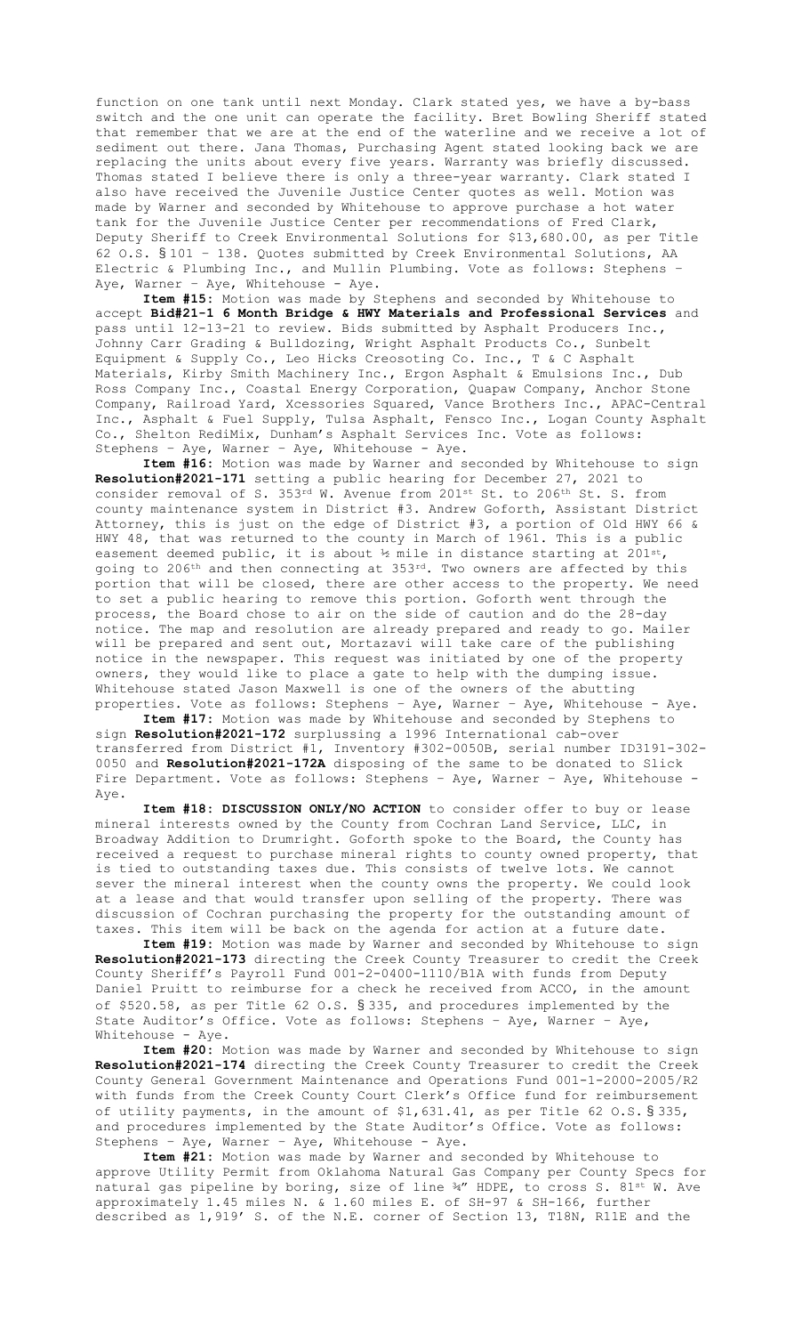function on one tank until next Monday. Clark stated yes, we have a by-bass switch and the one unit can operate the facility. Bret Bowling Sheriff stated that remember that we are at the end of the waterline and we receive a lot of sediment out there. Jana Thomas, Purchasing Agent stated looking back we are replacing the units about every five years. Warranty was briefly discussed. Thomas stated I believe there is only a three-year warranty. Clark stated I also have received the Juvenile Justice Center quotes as well. Motion was made by Warner and seconded by Whitehouse to approve purchase a hot water tank for the Juvenile Justice Center per recommendations of Fred Clark, Deputy Sheriff to Creek Environmental Solutions for $13,680.00, as per Title 62 O.S. § 101 – 138. Quotes submitted by Creek Environmental Solutions, AA Electric & Plumbing Inc., and Mullin Plumbing. Vote as follows: Stephens – Aye, Warner – Aye, Whitehouse - Aye.

**Item #15:** Motion was made by Stephens and seconded by Whitehouse to accept **Bid#21-1 6 Month Bridge & HWY Materials and Professional Services** and pass until 12-13-21 to review. Bids submitted by Asphalt Producers Inc., Johnny Carr Grading & Bulldozing, Wright Asphalt Products Co., Sunbelt Equipment & Supply Co., Leo Hicks Creosoting Co. Inc., T & C Asphalt Materials, Kirby Smith Machinery Inc., Ergon Asphalt & Emulsions Inc., Dub Ross Company Inc., Coastal Energy Corporation, Quapaw Company, Anchor Stone Company, Railroad Yard, Xcessories Squared, Vance Brothers Inc., APAC-Central Inc., Asphalt & Fuel Supply, Tulsa Asphalt, Fensco Inc., Logan County Asphalt Co., Shelton RediMix, Dunham's Asphalt Services Inc. Vote as follows: Stephens – Aye, Warner – Aye, Whitehouse - Aye.

**Item #16:** Motion was made by Warner and seconded by Whitehouse to sign **Resolution#2021-171** setting a public hearing for December 27, 2021 to consider removal of S. 353rd W. Avenue from 201st St. to 206th St. S. from county maintenance system in District #3. Andrew Goforth, Assistant District Attorney, this is just on the edge of District #3, a portion of Old HWY 66 & HWY 48, that was returned to the county in March of 1961. This is a public easement deemed public, it is about ½ mile in distance starting at 201st, going to 206th and then connecting at 353rd. Two owners are affected by this portion that will be closed, there are other access to the property. We need to set a public hearing to remove this portion. Goforth went through the process, the Board chose to air on the side of caution and do the 28-day notice. The map and resolution are already prepared and ready to go. Mailer will be prepared and sent out, Mortazavi will take care of the publishing notice in the newspaper. This request was initiated by one of the property owners, they would like to place a gate to help with the dumping issue. Whitehouse stated Jason Maxwell is one of the owners of the abutting properties. Vote as follows: Stephens – Aye, Warner – Aye, Whitehouse - Aye.

**Item #17:** Motion was made by Whitehouse and seconded by Stephens to sign **Resolution#2021-172** surplussing a 1996 International cab-over transferred from District #1, Inventory #302-0050B, serial number ID3191-302-0050 and **Resolution#2021-172A** disposing of the same to be donated to Slick Fire Department. Vote as follows: Stephens – Aye, Warner – Aye, Whitehouse - Aye.

**Item #18: DISCUSSION ONLY/NO ACTION** to consider offer to buy or lease mineral interests owned by the County from Cochran Land Service, LLC, in Broadway Addition to Drumright. Goforth spoke to the Board, the County has received a request to purchase mineral rights to county owned property, that is tied to outstanding taxes due. This consists of twelve lots. We cannot sever the mineral interest when the county owns the property. We could look at a lease and that would transfer upon selling of the property. There was discussion of Cochran purchasing the property for the outstanding amount of taxes. This item will be back on the agenda for action at a future date.

**Item #19:** Motion was made by Warner and seconded by Whitehouse to sign **Resolution#2021-173** directing the Creek County Treasurer to credit the Creek County Sheriff's Payroll Fund 001-2-0400-1110/B1A with funds from Deputy Daniel Pruitt to reimburse for a check he received from ACCO, in the amount of $520.58, as per Title 62 O.S. § 335, and procedures implemented by the State Auditor's Office. Vote as follows: Stephens – Aye, Warner – Aye, Whitehouse - Aye.

**Item #20:** Motion was made by Warner and seconded by Whitehouse to sign **Resolution#2021-174** directing the Creek County Treasurer to credit the Creek County General Government Maintenance and Operations Fund 001-1-2000-2005/R2 with funds from the Creek County Court Clerk's Office fund for reimbursement of utility payments, in the amount of $1,631.41, as per Title 62 O.S. § 335, and procedures implemented by the State Auditor's Office. Vote as follows: Stephens – Aye, Warner – Aye, Whitehouse - Aye.

**Item #21:** Motion was made by Warner and seconded by Whitehouse to approve Utility Permit from Oklahoma Natural Gas Company per County Specs for natural gas pipeline by boring, size of line ¾" HDPE, to cross S. 81st W. Ave approximately 1.45 miles N. & 1.60 miles E. of SH-97 & SH-166, further described as 1,919' S. of the N.E. corner of Section 13, T18N, R11E and the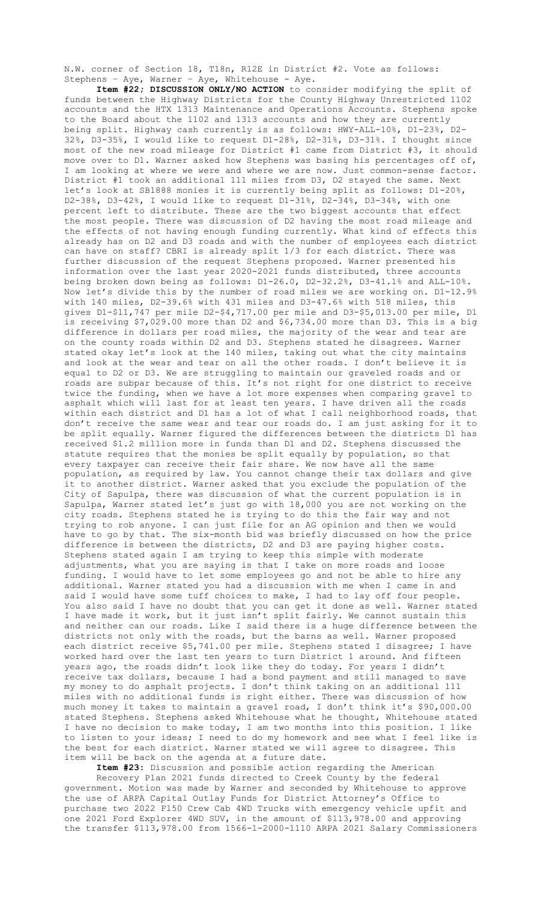N.W. corner of Section 18, T18n, R12E in District #2. Vote as follows: Stephens – Aye, Warner – Aye, Whitehouse - Aye.

**Item #22; DISCUSSION ONLY/NO ACTION** to consider modifying the split of funds between the Highway Districts for the County Highway Unrestricted 1102 accounts and the HTX 1313 Maintenance and Operations Accounts. Stephens spoke to the Board about the 1102 and 1313 accounts and how they are currently being split. Highway cash currently is as follows: HWY-ALL-10%, D1-23%, D2-32%, D3-35%, I would like to request D1-28%, D2-31%, D3-31%. I thought since most of the new road mileage for District #1 came from District #3, it should move over to D1. Warner asked how Stephens was basing his percentages off of, I am looking at where we were and where we are now. Just common-sense factor. District #1 took an additional 111 miles from D3, D2 stayed the same. Next let's look at SB1888 monies it is currently being split as follows: D1-20%, D2-38%, D3-42%, I would like to request D1-31%, D2-34%, D3-34%, with one percent left to distribute. These are the two biggest accounts that effect the most people. There was discussion of D2 having the most road mileage and the effects of not having enough funding currently. What kind of effects this already has on D2 and D3 roads and with the number of employees each district can have on staff? CBRI is already split 1/3 for each district. There was further discussion of the request Stephens proposed. Warner presented his information over the last year 2020-2021 funds distributed, three accounts being broken down being as follows: D1-26.0, D2-32.2%, D3-41.1% and ALL-10%. Now let's divide this by the number of road miles we are working on. D1-12.9% with 140 miles, D2-39.6% with 431 miles and D3-47.6% with 518 miles, this gives D1-$11,747 per mile D2-$4,717.00 per mile and D3-$5,013.00 per mile, D1 is receiving $7,029.00 more than D2 and $6,734.00 more than D3. This is a big difference in dollars per road miles, the majority of the wear and tear are on the county roads within D2 and D3. Stephens stated he disagrees. Warner stated okay let's look at the 140 miles, taking out what the city maintains and look at the wear and tear on all the other roads. I don't believe it is equal to D2 or D3. We are struggling to maintain our graveled roads and or roads are subpar because of this. It's not right for one district to receive twice the funding, when we have a lot more expenses when comparing gravel to asphalt which will last for at least ten years. I have driven all the roads within each district and D1 has a lot of what I call neighborhood roads, that don't receive the same wear and tear our roads do. I am just asking for it to be split equally. Warner figured the differences between the districts D1 has received $1.2 million more in funds than D1 and D2. Stephens discussed the statute requires that the monies be split equally by population, so that every taxpayer can receive their fair share. We now have all the same population, as required by law. You cannot change their tax dollars and give it to another district. Warner asked that you exclude the population of the City of Sapulpa, there was discussion of what the current population is in Sapulpa, Warner stated let's just go with 18,000 you are not working on the city roads. Stephens stated he is trying to do this the fair way and not trying to rob anyone. I can just file for an AG opinion and then we would have to go by that. The six-month bid was briefly discussed on how the price difference is between the districts, D2 and D3 are paying higher costs. Stephens stated again I am trying to keep this simple with moderate adjustments, what you are saying is that I take on more roads and loose funding. I would have to let some employees go and not be able to hire any additional. Warner stated you had a discussion with me when I came in and said I would have some tuff choices to make, I had to lay off four people. You also said I have no doubt that you can get it done as well. Warner stated I have made it work, but it just isn't split fairly. We cannot sustain this and neither can our roads. Like I said there is a huge difference between the districts not only with the roads, but the barns as well. Warner proposed each district receive $5,741.00 per mile. Stephens stated I disagree; I have worked hard over the last ten years to turn District 1 around. And fifteen years ago, the roads didn't look like they do today. For years I didn't receive tax dollars, because I had a bond payment and still managed to save my money to do asphalt projects. I don't think taking on an additional 111 miles with no additional funds is right either. There was discussion of how much money it takes to maintain a gravel road, I don't think it's $90,000.00 stated Stephens. Stephens asked Whitehouse what he thought, Whitehouse stated I have no decision to make today, I am two months into this position. I like to listen to your ideas; I need to do my homework and see what I feel like is the best for each district. Warner stated we will agree to disagree. This item will be back on the agenda at a future date.

**Item #23**: Discussion and possible action regarding the American Recovery Plan 2021 funds directed to Creek County by the federal government. Motion was made by Warner and seconded by Whitehouse to approve the use of ARPA Capital Outlay Funds for District Attorney's Office to purchase two 2022 F150 Crew Cab 4WD Trucks with emergency vehicle upfit and one 2021 Ford Explorer 4WD SUV, in the amount of $113,978.00 and approving the transfer $113,978.00 from 1566-1-2000-1110 ARPA 2021 Salary Commissioners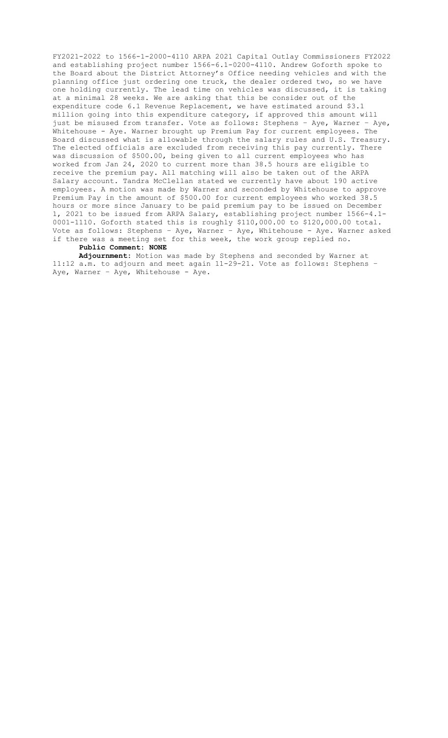FY2021-2022 to 1566-1-2000-4110 ARPA 2021 Capital Outlay Commissioners FY2022 and establishing project number 1566-6.1-0200-4110. Andrew Goforth spoke to the Board about the District Attorney's Office needing vehicles and with the planning office just ordering one truck, the dealer ordered two, so we have one holding currently. The lead time on vehicles was discussed, it is taking at a minimal 28 weeks. We are asking that this be consider out of the expenditure code 6.1 Revenue Replacement, we have estimated around $3.1 million going into this expenditure category, if approved this amount will just be misused from transfer. Vote as follows: Stephens – Aye, Warner – Aye, Whitehouse - Aye. Warner brought up Premium Pay for current employees. The Board discussed what is allowable through the salary rules and U.S. Treasury. The elected officials are excluded from receiving this pay currently. There was discussion of $500.00, being given to all current employees who has worked from Jan 24, 2020 to current more than 38.5 hours are eligible to receive the premium pay. All matching will also be taken out of the ARPA Salary account. Tandra McClellan stated we currently have about 190 active employees. A motion was made by Warner and seconded by Whitehouse to approve Premium Pay in the amount of $500.00 for current employees who worked 38.5 hours or more since January to be paid premium pay to be issued on December 1, 2021 to be issued from ARPA Salary, establishing project number 1566-4.1-0001-1110. Goforth stated this is roughly $110,000.00 to $120,000.00 total. Vote as follows: Stephens – Aye, Warner – Aye, Whitehouse - Aye. Warner asked if there was a meeting set for this week, the work group replied no.

**Public Comment: NONE**

**Adjournment:** Motion was made by Stephens and seconded by Warner at 11:12 a.m. to adjourn and meet again 11-29-21. Vote as follows: Stephens – Aye, Warner – Aye, Whitehouse - Aye.